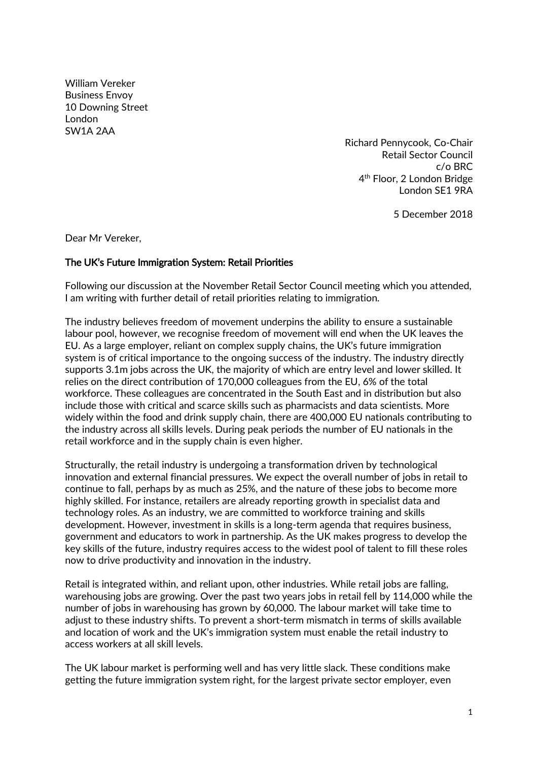William Vereker
Business Envoy
10 Downing Street
London
SW1A 2AA

Richard Pennycook, Co-Chair
Retail Sector Council
c/o BRC
4th Floor, 2 London Bridge
London SE1 9RA

5 December 2018

Dear Mr Vereker,

**The UK's Future Immigration System: Retail Priorities**

Following our discussion at the November Retail Sector Council meeting which you attended, I am writing with further detail of retail priorities relating to immigration.

The industry believes freedom of movement underpins the ability to ensure a sustainable labour pool, however, we recognise freedom of movement will end when the UK leaves the EU. As a large employer, reliant on complex supply chains, the UK's future immigration system is of critical importance to the ongoing success of the industry. The industry directly supports 3.1m jobs across the UK, the majority of which are entry level and lower skilled. It relies on the direct contribution of 170,000 colleagues from the EU, 6% of the total workforce. These colleagues are concentrated in the South East and in distribution but also include those with critical and scarce skills such as pharmacists and data scientists. More widely within the food and drink supply chain, there are 400,000 EU nationals contributing to the industry across all skills levels. During peak periods the number of EU nationals in the retail workforce and in the supply chain is even higher.

Structurally, the retail industry is undergoing a transformation driven by technological innovation and external financial pressures. We expect the overall number of jobs in retail to continue to fall, perhaps by as much as 25%, and the nature of these jobs to become more highly skilled. For instance, retailers are already reporting growth in specialist data and technology roles. As an industry, we are committed to workforce training and skills development. However, investment in skills is a long-term agenda that requires business, government and educators to work in partnership. As the UK makes progress to develop the key skills of the future, industry requires access to the widest pool of talent to fill these roles now to drive productivity and innovation in the industry.

Retail is integrated within, and reliant upon, other industries. While retail jobs are falling, warehousing jobs are growing. Over the past two years jobs in retail fell by 114,000 while the number of jobs in warehousing has grown by 60,000. The labour market will take time to adjust to these industry shifts. To prevent a short-term mismatch in terms of skills available and location of work and the UK's immigration system must enable the retail industry to access workers at all skill levels.

The UK labour market is performing well and has very little slack. These conditions make getting the future immigration system right, for the largest private sector employer, even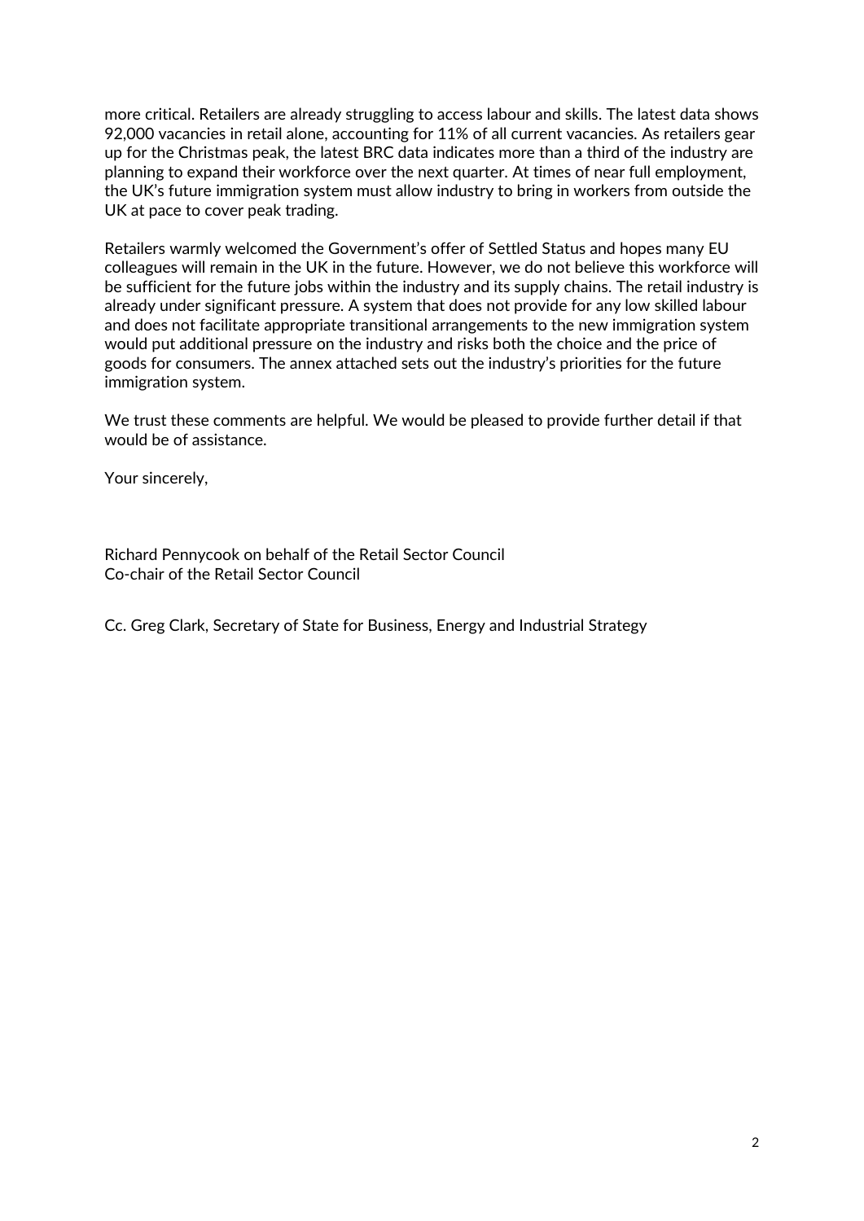more critical. Retailers are already struggling to access labour and skills. The latest data shows 92,000 vacancies in retail alone, accounting for 11% of all current vacancies. As retailers gear up for the Christmas peak, the latest BRC data indicates more than a third of the industry are planning to expand their workforce over the next quarter. At times of near full employment, the UK's future immigration system must allow industry to bring in workers from outside the UK at pace to cover peak trading.

Retailers warmly welcomed the Government's offer of Settled Status and hopes many EU colleagues will remain in the UK in the future. However, we do not believe this workforce will be sufficient for the future jobs within the industry and its supply chains. The retail industry is already under significant pressure. A system that does not provide for any low skilled labour and does not facilitate appropriate transitional arrangements to the new immigration system would put additional pressure on the industry and risks both the choice and the price of goods for consumers. The annex attached sets out the industry's priorities for the future immigration system.

We trust these comments are helpful. We would be pleased to provide further detail if that would be of assistance.

Your sincerely,

Richard Pennycook on behalf of the Retail Sector Council
Co-chair of the Retail Sector Council

Cc. Greg Clark, Secretary of State for Business, Energy and Industrial Strategy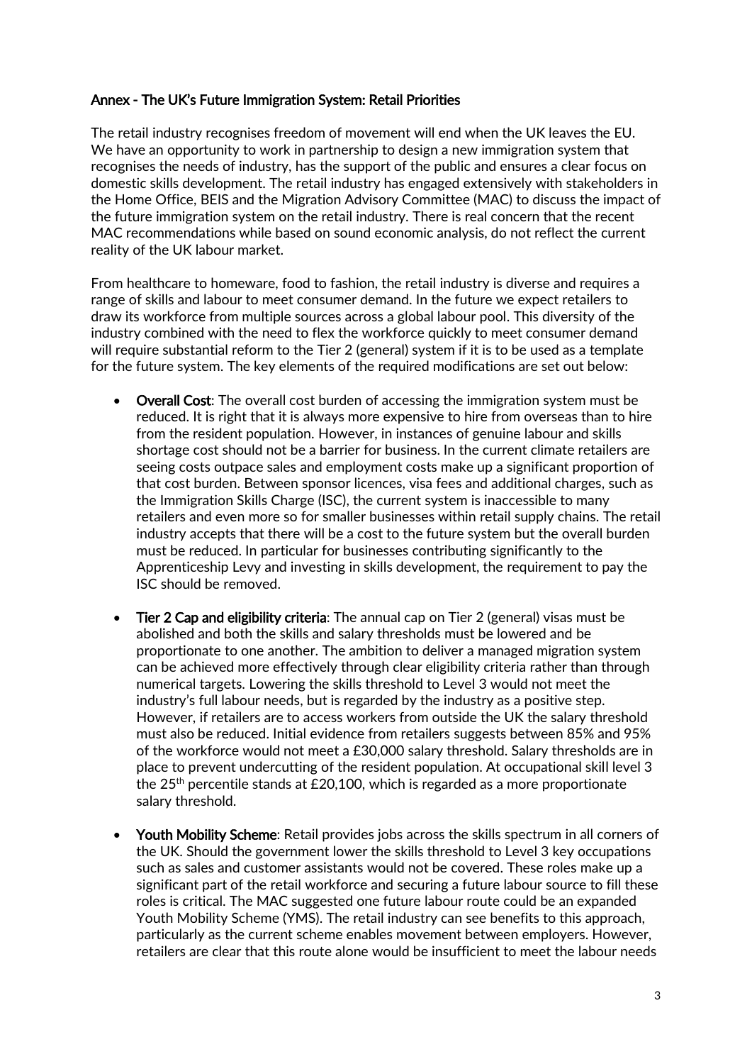## Annex - The UK's Future Immigration System: Retail Priorities

The retail industry recognises freedom of movement will end when the UK leaves the EU. We have an opportunity to work in partnership to design a new immigration system that recognises the needs of industry, has the support of the public and ensures a clear focus on domestic skills development. The retail industry has engaged extensively with stakeholders in the Home Office, BEIS and the Migration Advisory Committee (MAC) to discuss the impact of the future immigration system on the retail industry. There is real concern that the recent MAC recommendations while based on sound economic analysis, do not reflect the current reality of the UK labour market.

From healthcare to homeware, food to fashion, the retail industry is diverse and requires a range of skills and labour to meet consumer demand. In the future we expect retailers to draw its workforce from multiple sources across a global labour pool. This diversity of the industry combined with the need to flex the workforce quickly to meet consumer demand will require substantial reform to the Tier 2 (general) system if it is to be used as a template for the future system. The key elements of the required modifications are set out below:

- **Overall Cost**: The overall cost burden of accessing the immigration system must be reduced. It is right that it is always more expensive to hire from overseas than to hire from the resident population. However, in instances of genuine labour and skills shortage cost should not be a barrier for business. In the current climate retailers are seeing costs outpace sales and employment costs make up a significant proportion of that cost burden. Between sponsor licences, visa fees and additional charges, such as the Immigration Skills Charge (ISC), the current system is inaccessible to many retailers and even more so for smaller businesses within retail supply chains. The retail industry accepts that there will be a cost to the future system but the overall burden must be reduced. In particular for businesses contributing significantly to the Apprenticeship Levy and investing in skills development, the requirement to pay the ISC should be removed.

- **Tier 2 Cap and eligibility criteria**: The annual cap on Tier 2 (general) visas must be abolished and both the skills and salary thresholds must be lowered and be proportionate to one another. The ambition to deliver a managed migration system can be achieved more effectively through clear eligibility criteria rather than through numerical targets. Lowering the skills threshold to Level 3 would not meet the industry's full labour needs, but is regarded by the industry as a positive step. However, if retailers are to access workers from outside the UK the salary threshold must also be reduced. Initial evidence from retailers suggests between 85% and 95% of the workforce would not meet a £30,000 salary threshold. Salary thresholds are in place to prevent undercutting of the resident population. At occupational skill level 3 the 25th percentile stands at £20,100, which is regarded as a more proportionate salary threshold.

- **Youth Mobility Scheme**: Retail provides jobs across the skills spectrum in all corners of the UK. Should the government lower the skills threshold to Level 3 key occupations such as sales and customer assistants would not be covered. These roles make up a significant part of the retail workforce and securing a future labour source to fill these roles is critical. The MAC suggested one future labour route could be an expanded Youth Mobility Scheme (YMS). The retail industry can see benefits to this approach, particularly as the current scheme enables movement between employers. However, retailers are clear that this route alone would be insufficient to meet the labour needs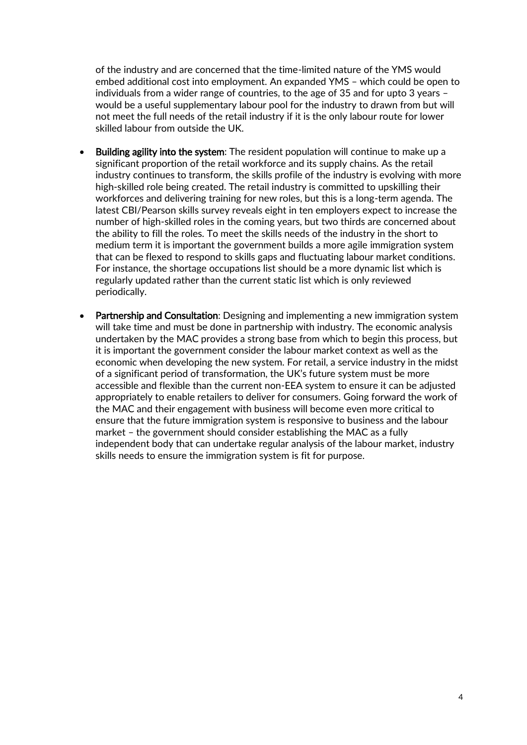of the industry and are concerned that the time-limited nature of the YMS would embed additional cost into employment. An expanded YMS – which could be open to individuals from a wider range of countries, to the age of 35 and for upto 3 years – would be a useful supplementary labour pool for the industry to drawn from but will not meet the full needs of the retail industry if it is the only labour route for lower skilled labour from outside the UK.

- **Building agility into the system**: The resident population will continue to make up a significant proportion of the retail workforce and its supply chains. As the retail industry continues to transform, the skills profile of the industry is evolving with more high-skilled role being created. The retail industry is committed to upskilling their workforces and delivering training for new roles, but this is a long-term agenda. The latest CBI/Pearson skills survey reveals eight in ten employers expect to increase the number of high-skilled roles in the coming years, but two thirds are concerned about the ability to fill the roles. To meet the skills needs of the industry in the short to medium term it is important the government builds a more agile immigration system that can be flexed to respond to skills gaps and fluctuating labour market conditions. For instance, the shortage occupations list should be a more dynamic list which is regularly updated rather than the current static list which is only reviewed periodically.

- **Partnership and Consultation**: Designing and implementing a new immigration system will take time and must be done in partnership with industry. The economic analysis undertaken by the MAC provides a strong base from which to begin this process, but it is important the government consider the labour market context as well as the economic when developing the new system. For retail, a service industry in the midst of a significant period of transformation, the UK's future system must be more accessible and flexible than the current non-EEA system to ensure it can be adjusted appropriately to enable retailers to deliver for consumers. Going forward the work of the MAC and their engagement with business will become even more critical to ensure that the future immigration system is responsive to business and the labour market – the government should consider establishing the MAC as a fully independent body that can undertake regular analysis of the labour market, industry skills needs to ensure the immigration system is fit for purpose.